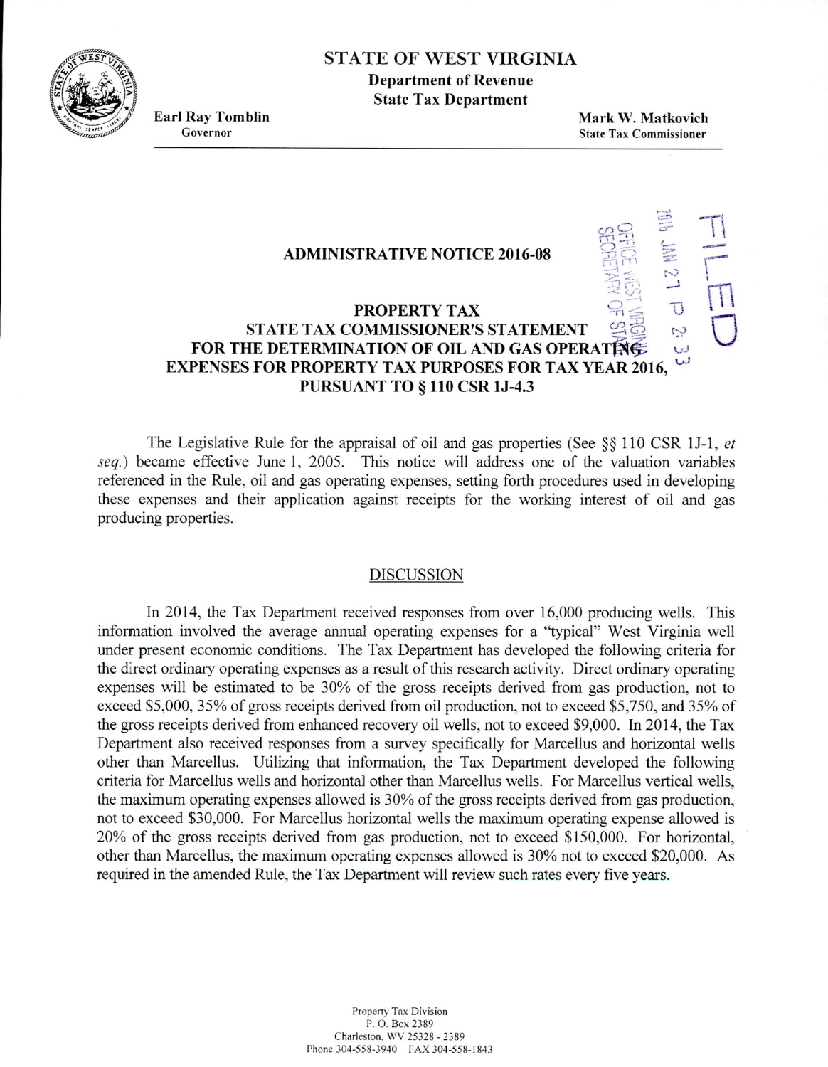# STATE OF WEST VIRGINIA

**Department of Revenue**
**State Tax Department**

**Earl Ray Tomblin**
Governor

**Mark W. Matkovich**
State Tax Commissioner

FILED
2016 JAN 27 P 2:33
OFFICE WEST VIRGINIA SECRETARY OF STATE

## ADMINISTRATIVE NOTICE 2016-08

### PROPERTY TAX
### STATE TAX COMMISSIONER'S STATEMENT FOR THE DETERMINATION OF OIL AND GAS OPERATING EXPENSES FOR PROPERTY TAX PURPOSES FOR TAX YEAR 2016, PURSUANT TO § 110 CSR 1J-4.3

The Legislative Rule for the appraisal of oil and gas properties (See §§ 110 CSR 1J-1, *et seq.*) became effective June 1, 2005. This notice will address one of the valuation variables referenced in the Rule, oil and gas operating expenses, setting forth procedures used in developing these expenses and their application against receipts for the working interest of oil and gas producing properties.

#### DISCUSSION

In 2014, the Tax Department received responses from over 16,000 producing wells. This information involved the average annual operating expenses for a "typical" West Virginia well under present economic conditions. The Tax Department has developed the following criteria for the direct ordinary operating expenses as a result of this research activity. Direct ordinary operating expenses will be estimated to be 30% of the gross receipts derived from gas production, not to exceed $5,000, 35% of gross receipts derived from oil production, not to exceed $5,750, and 35% of the gross receipts derived from enhanced recovery oil wells, not to exceed $9,000. In 2014, the Tax Department also received responses from a survey specifically for Marcellus and horizontal wells other than Marcellus. Utilizing that information, the Tax Department developed the following criteria for Marcellus wells and horizontal other than Marcellus wells. For Marcellus vertical wells, the maximum operating expenses allowed is 30% of the gross receipts derived from gas production, not to exceed $30,000. For Marcellus horizontal wells the maximum operating expense allowed is 20% of the gross receipts derived from gas production, not to exceed $150,000. For horizontal, other than Marcellus, the maximum operating expenses allowed is 30% not to exceed $20,000. As required in the amended Rule, the Tax Department will review such rates every five years.

Property Tax Division
P. O. Box 2389
Charleston, WV 25328 - 2389
Phone 304-558-3940 FAX 304-558-1843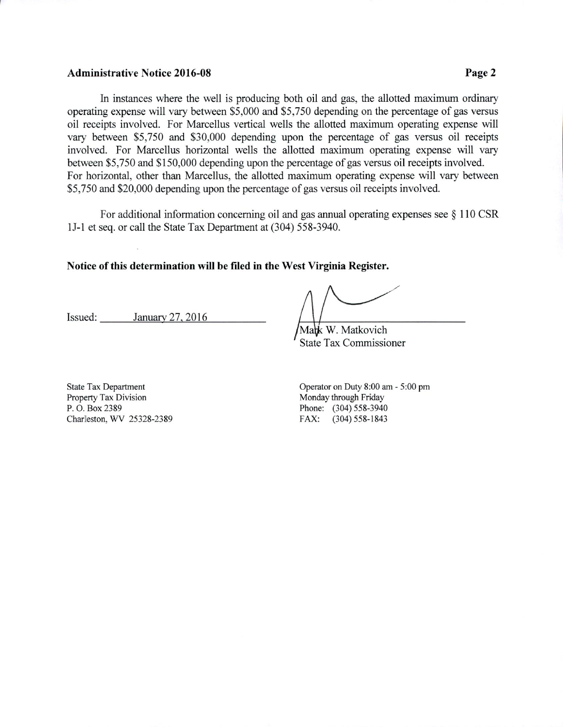In instances where the well is producing both oil and gas, the allotted maximum ordinary operating expense will vary between $5,000 and $5,750 depending on the percentage of gas versus oil receipts involved. For Marcellus vertical wells the allotted maximum operating expense will vary between $5,750 and $30,000 depending upon the percentage of gas versus oil receipts involved. For Marcellus horizontal wells the allotted maximum operating expense will vary between $5,750 and $150,000 depending upon the percentage of gas versus oil receipts involved. For horizontal, other than Marcellus, the allotted maximum operating expense will vary between $5,750 and $20,000 depending upon the percentage of gas versus oil receipts involved.

For additional information concerning oil and gas annual operating expenses see § 110 CSR 1J-1 et seq. or call the State Tax Department at (304) 558-3940.

**Notice of this determination will be filed in the West Virginia Register.**

Issued: January 27, 2016

Mark W. Matkovich
State Tax Commissioner

State Tax Department
Property Tax Division
P. O. Box 2389
Charleston, WV 25328-2389

Operator on Duty 8:00 am - 5:00 pm
Monday through Friday
Phone: (304) 558-3940
FAX: (304) 558-1843